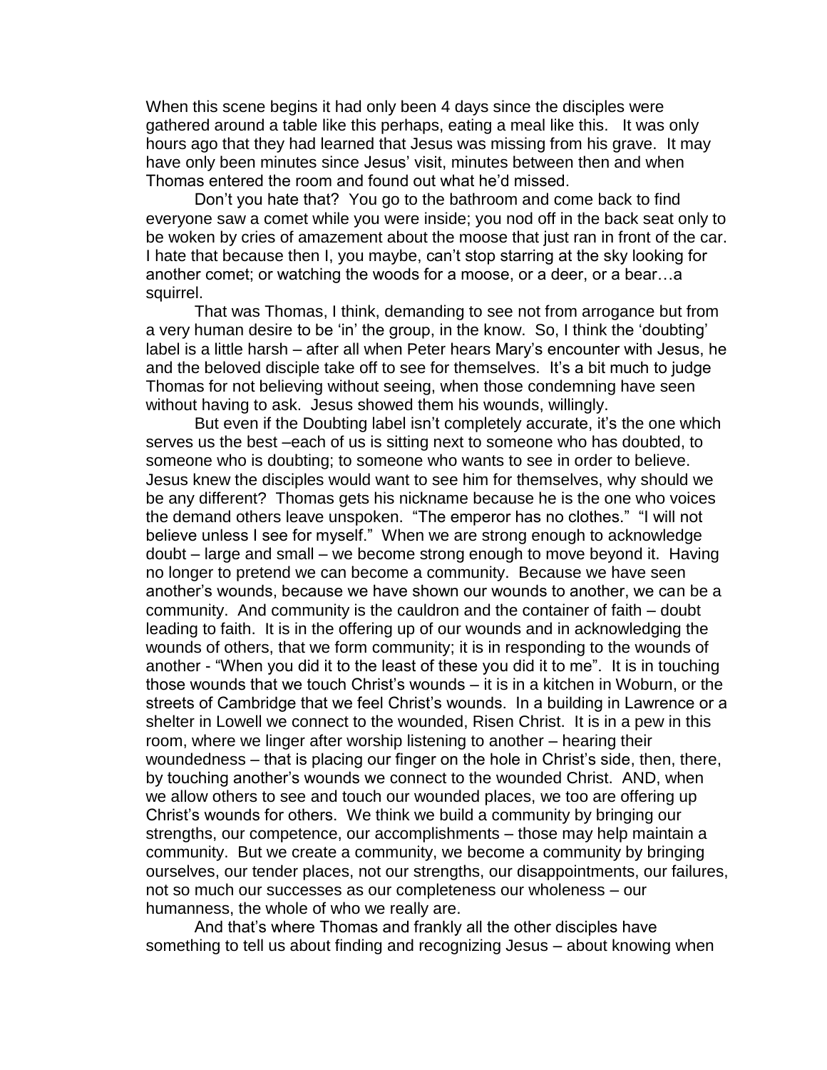When this scene begins it had only been 4 days since the disciples were gathered around a table like this perhaps, eating a meal like this. It was only hours ago that they had learned that Jesus was missing from his grave. It may have only been minutes since Jesus' visit, minutes between then and when Thomas entered the room and found out what he'd missed.

Don't you hate that? You go to the bathroom and come back to find everyone saw a comet while you were inside; you nod off in the back seat only to be woken by cries of amazement about the moose that just ran in front of the car. I hate that because then I, you maybe, can't stop starring at the sky looking for another comet; or watching the woods for a moose, or a deer, or a bear…a squirrel.

That was Thomas, I think, demanding to see not from arrogance but from a very human desire to be 'in' the group, in the know. So, I think the 'doubting' label is a little harsh – after all when Peter hears Mary's encounter with Jesus, he and the beloved disciple take off to see for themselves. It's a bit much to judge Thomas for not believing without seeing, when those condemning have seen without having to ask. Jesus showed them his wounds, willingly.

But even if the Doubting label isn't completely accurate, it's the one which serves us the best –each of us is sitting next to someone who has doubted, to someone who is doubting; to someone who wants to see in order to believe. Jesus knew the disciples would want to see him for themselves, why should we be any different? Thomas gets his nickname because he is the one who voices the demand others leave unspoken. "The emperor has no clothes." "I will not believe unless I see for myself." When we are strong enough to acknowledge doubt – large and small – we become strong enough to move beyond it. Having no longer to pretend we can become a community. Because we have seen another's wounds, because we have shown our wounds to another, we can be a community. And community is the cauldron and the container of faith – doubt leading to faith. It is in the offering up of our wounds and in acknowledging the wounds of others, that we form community; it is in responding to the wounds of another - "When you did it to the least of these you did it to me". It is in touching those wounds that we touch Christ's wounds – it is in a kitchen in Woburn, or the streets of Cambridge that we feel Christ's wounds. In a building in Lawrence or a shelter in Lowell we connect to the wounded, Risen Christ. It is in a pew in this room, where we linger after worship listening to another – hearing their woundedness – that is placing our finger on the hole in Christ's side, then, there, by touching another's wounds we connect to the wounded Christ. AND, when we allow others to see and touch our wounded places, we too are offering up Christ's wounds for others. We think we build a community by bringing our strengths, our competence, our accomplishments – those may help maintain a community. But we create a community, we become a community by bringing ourselves, our tender places, not our strengths, our disappointments, our failures, not so much our successes as our completeness our wholeness – our humanness, the whole of who we really are.

And that's where Thomas and frankly all the other disciples have something to tell us about finding and recognizing Jesus – about knowing when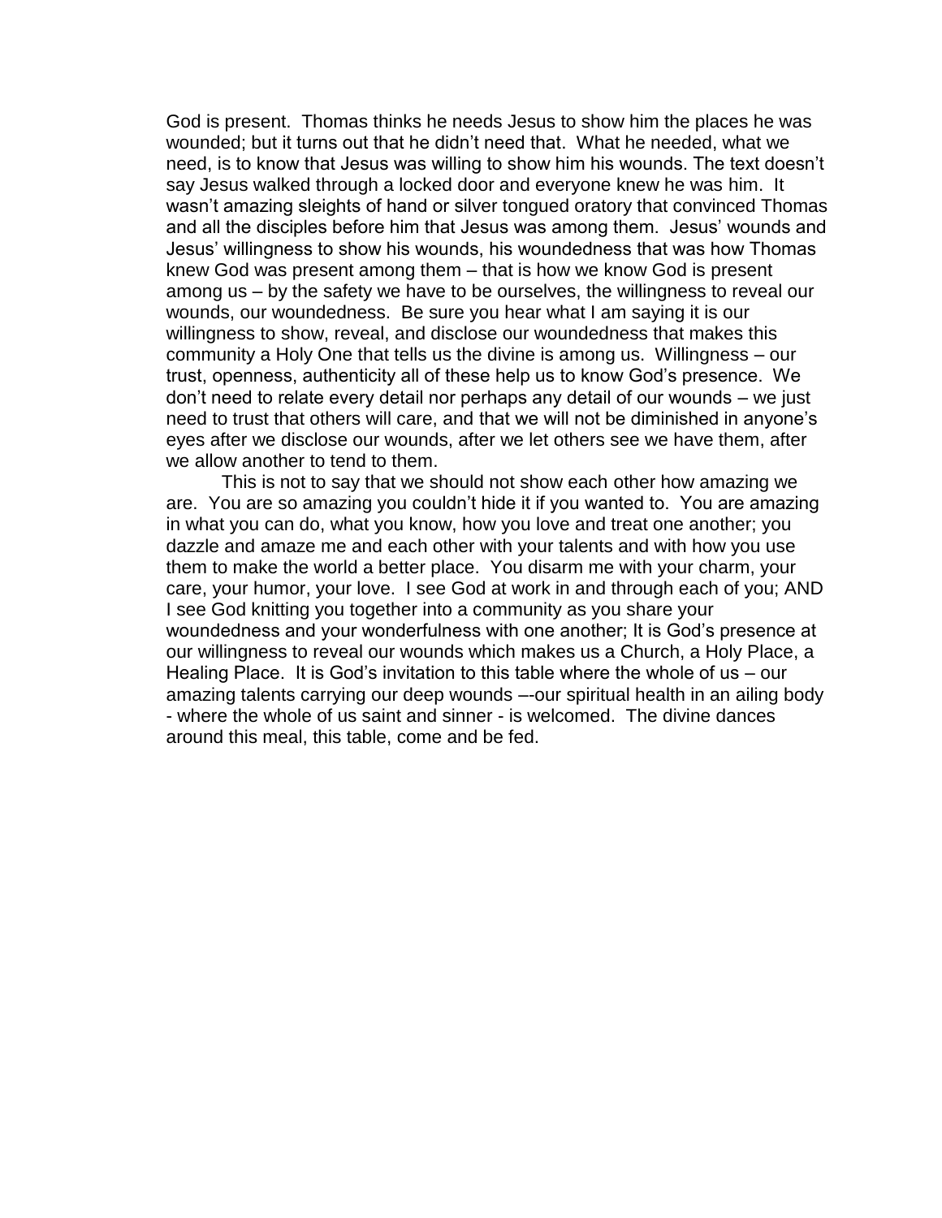God is present. Thomas thinks he needs Jesus to show him the places he was wounded; but it turns out that he didn't need that. What he needed, what we need, is to know that Jesus was willing to show him his wounds. The text doesn't say Jesus walked through a locked door and everyone knew he was him. It wasn't amazing sleights of hand or silver tongued oratory that convinced Thomas and all the disciples before him that Jesus was among them. Jesus' wounds and Jesus' willingness to show his wounds, his woundedness that was how Thomas knew God was present among them – that is how we know God is present among us – by the safety we have to be ourselves, the willingness to reveal our wounds, our woundedness. Be sure you hear what I am saying it is our willingness to show, reveal, and disclose our woundedness that makes this community a Holy One that tells us the divine is among us. Willingness – our trust, openness, authenticity all of these help us to know God's presence. We don't need to relate every detail nor perhaps any detail of our wounds – we just need to trust that others will care, and that we will not be diminished in anyone's eyes after we disclose our wounds, after we let others see we have them, after we allow another to tend to them.

This is not to say that we should not show each other how amazing we are. You are so amazing you couldn't hide it if you wanted to. You are amazing in what you can do, what you know, how you love and treat one another; you dazzle and amaze me and each other with your talents and with how you use them to make the world a better place. You disarm me with your charm, your care, your humor, your love. I see God at work in and through each of you; AND I see God knitting you together into a community as you share your woundedness and your wonderfulness with one another; It is God's presence at our willingness to reveal our wounds which makes us a Church, a Holy Place, a Healing Place. It is God's invitation to this table where the whole of us – our amazing talents carrying our deep wounds –-our spiritual health in an ailing body - where the whole of us saint and sinner - is welcomed. The divine dances around this meal, this table, come and be fed.